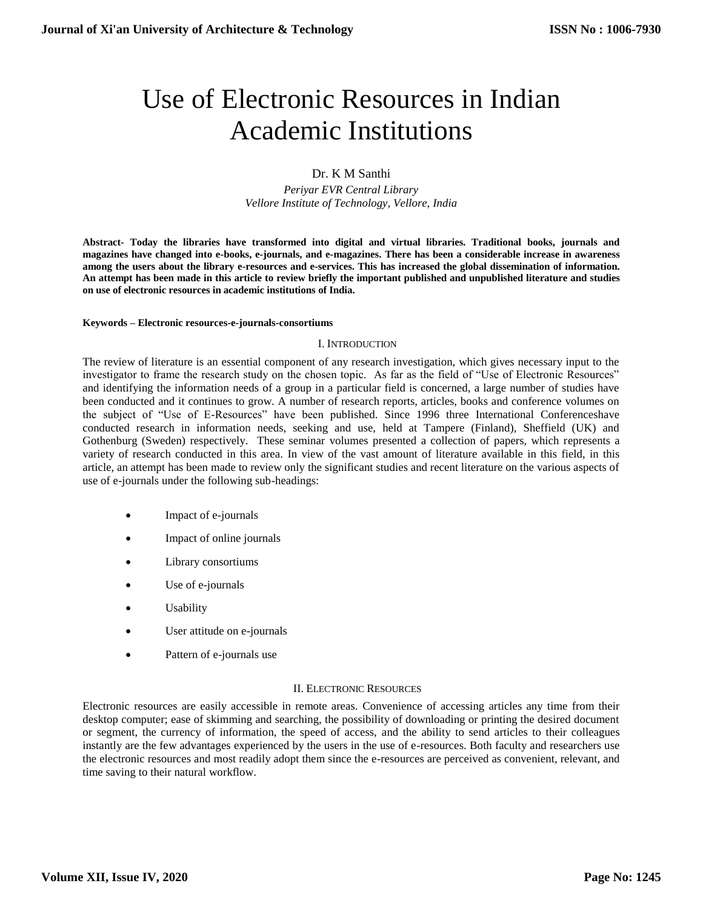# Use of Electronic Resources in Indian Academic Institutions

Dr. K M Santhi

*Periyar EVR Central Library*
*Vellore Institute of Technology, Vellore, India*

**Abstract- Today the libraries have transformed into digital and virtual libraries. Traditional books, journals and magazines have changed into e-books, e-journals, and e-magazines. There has been a considerable increase in awareness among the users about the library e-resources and e-services. This has increased the global dissemination of information. An attempt has been made in this article to review briefly the important published and unpublished literature and studies on use of electronic resources in academic institutions of India.**

**Keywords – Electronic resources-e-journals-consortiums**

## I. Introduction

The review of literature is an essential component of any research investigation, which gives necessary input to the investigator to frame the research study on the chosen topic. As far as the field of "Use of Electronic Resources" and identifying the information needs of a group in a particular field is concerned, a large number of studies have been conducted and it continues to grow. A number of research reports, articles, books and conference volumes on the subject of "Use of E-Resources" have been published. Since 1996 three International Conferenceshave conducted research in information needs, seeking and use, held at Tampere (Finland), Sheffield (UK) and Gothenburg (Sweden) respectively. These seminar volumes presented a collection of papers, which represents a variety of research conducted in this area. In view of the vast amount of literature available in this field, in this article, an attempt has been made to review only the significant studies and recent literature on the various aspects of use of e-journals under the following sub-headings:

- Impact of e-journals
- Impact of online journals
- Library consortiums
- Use of e-journals
- Usability
- User attitude on e-journals
- Pattern of e-journals use

## II. Electronic Resources

Electronic resources are easily accessible in remote areas. Convenience of accessing articles any time from their desktop computer; ease of skimming and searching, the possibility of downloading or printing the desired document or segment, the currency of information, the speed of access, and the ability to send articles to their colleagues instantly are the few advantages experienced by the users in the use of e-resources. Both faculty and researchers use the electronic resources and most readily adopt them since the e-resources are perceived as convenient, relevant, and time saving to their natural workflow.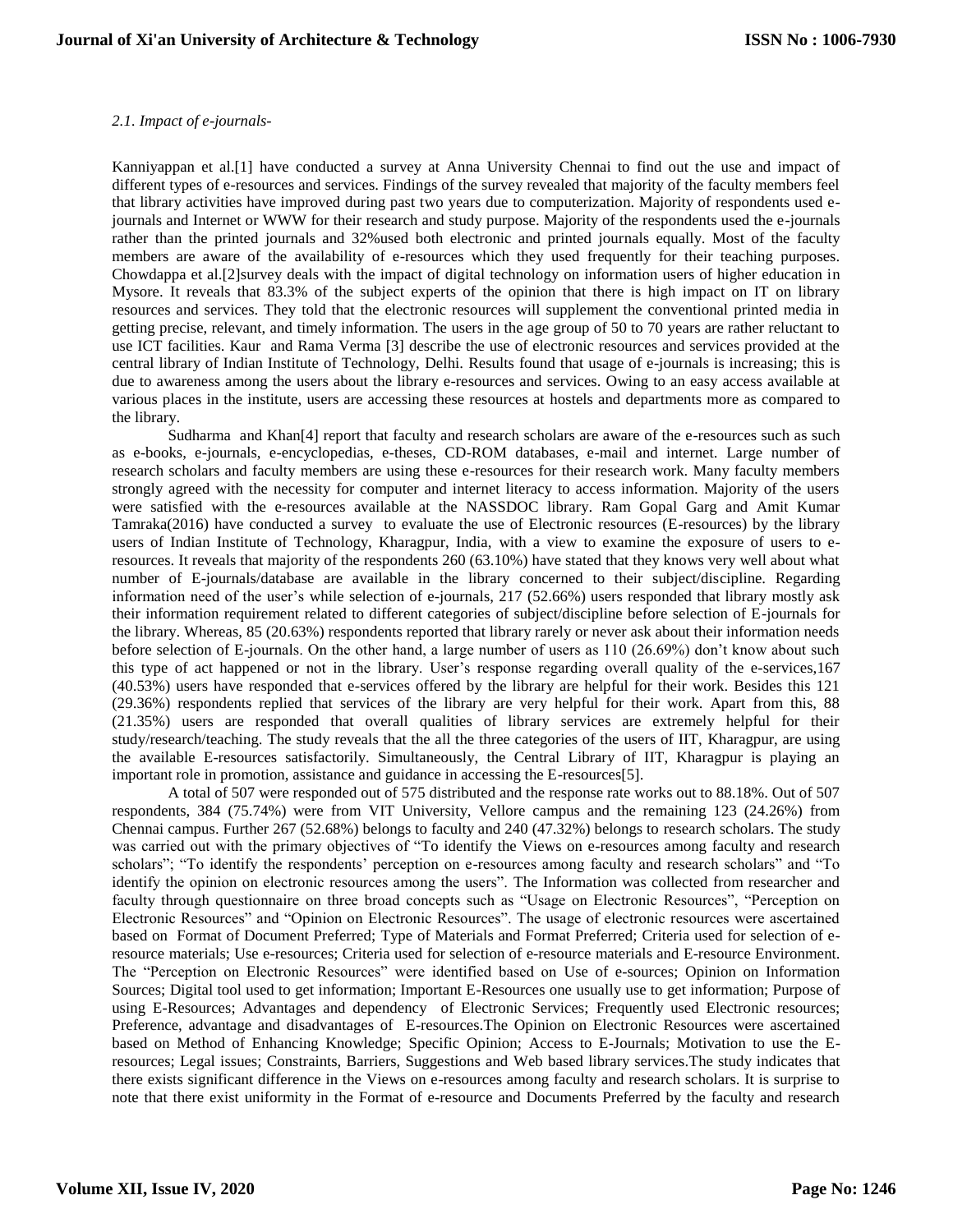*2.1. Impact of e-journals-*

Kanniyappan et al.[1] have conducted a survey at Anna University Chennai to find out the use and impact of different types of e-resources and services. Findings of the survey revealed that majority of the faculty members feel that library activities have improved during past two years due to computerization. Majority of respondents used e-journals and Internet or WWW for their research and study purpose. Majority of the respondents used the e-journals rather than the printed journals and 32%used both electronic and printed journals equally. Most of the faculty members are aware of the availability of e-resources which they used frequently for their teaching purposes. Chowdappa et al.[2]survey deals with the impact of digital technology on information users of higher education in Mysore. It reveals that 83.3% of the subject experts of the opinion that there is high impact on IT on library resources and services. They told that the electronic resources will supplement the conventional printed media in getting precise, relevant, and timely information. The users in the age group of 50 to 70 years are rather reluctant to use ICT facilities. Kaur and Rama Verma [3] describe the use of electronic resources and services provided at the central library of Indian Institute of Technology, Delhi. Results found that usage of e-journals is increasing; this is due to awareness among the users about the library e-resources and services. Owing to an easy access available at various places in the institute, users are accessing these resources at hostels and departments more as compared to the library.

Sudharma and Khan[4] report that faculty and research scholars are aware of the e-resources such as such as e-books, e-journals, e-encyclopedias, e-theses, CD-ROM databases, e-mail and internet. Large number of research scholars and faculty members are using these e-resources for their research work. Many faculty members strongly agreed with the necessity for computer and internet literacy to access information. Majority of the users were satisfied with the e-resources available at the NASSDOC library. Ram Gopal Garg and Amit Kumar Tamraka(2016) have conducted a survey to evaluate the use of Electronic resources (E-resources) by the library users of Indian Institute of Technology, Kharagpur, India, with a view to examine the exposure of users to e-resources. It reveals that majority of the respondents 260 (63.10%) have stated that they knows very well about what number of E-journals/database are available in the library concerned to their subject/discipline. Regarding information need of the user's while selection of e-journals, 217 (52.66%) users responded that library mostly ask their information requirement related to different categories of subject/discipline before selection of E-journals for the library. Whereas, 85 (20.63%) respondents reported that library rarely or never ask about their information needs before selection of E-journals. On the other hand, a large number of users as 110 (26.69%) don't know about such this type of act happened or not in the library. User's response regarding overall quality of the e-services,167 (40.53%) users have responded that e-services offered by the library are helpful for their work. Besides this 121 (29.36%) respondents replied that services of the library are very helpful for their work. Apart from this, 88 (21.35%) users are responded that overall qualities of library services are extremely helpful for their study/research/teaching. The study reveals that the all the three categories of the users of IIT, Kharagpur, are using the available E-resources satisfactorily. Simultaneously, the Central Library of IIT, Kharagpur is playing an important role in promotion, assistance and guidance in accessing the E-resources[5].

A total of 507 were responded out of 575 distributed and the response rate works out to 88.18%. Out of 507 respondents, 384 (75.74%) were from VIT University, Vellore campus and the remaining 123 (24.26%) from Chennai campus. Further 267 (52.68%) belongs to faculty and 240 (47.32%) belongs to research scholars. The study was carried out with the primary objectives of "To identify the Views on e-resources among faculty and research scholars"; "To identify the respondents' perception on e-resources among faculty and research scholars" and "To identify the opinion on electronic resources among the users". The Information was collected from researcher and faculty through questionnaire on three broad concepts such as "Usage on Electronic Resources", "Perception on Electronic Resources" and "Opinion on Electronic Resources". The usage of electronic resources were ascertained based on Format of Document Preferred; Type of Materials and Format Preferred; Criteria used for selection of e-resource materials; Use e-resources; Criteria used for selection of e-resource materials and E-resource Environment. The "Perception on Electronic Resources" were identified based on Use of e-sources; Opinion on Information Sources; Digital tool used to get information; Important E-Resources one usually use to get information; Purpose of using E-Resources; Advantages and dependency of Electronic Services; Frequently used Electronic resources; Preference, advantage and disadvantages of E-resources.The Opinion on Electronic Resources were ascertained based on Method of Enhancing Knowledge; Specific Opinion; Access to E-Journals; Motivation to use the E-resources; Legal issues; Constraints, Barriers, Suggestions and Web based library services.The study indicates that there exists significant difference in the Views on e-resources among faculty and research scholars. It is surprise to note that there exist uniformity in the Format of e-resource and Documents Preferred by the faculty and research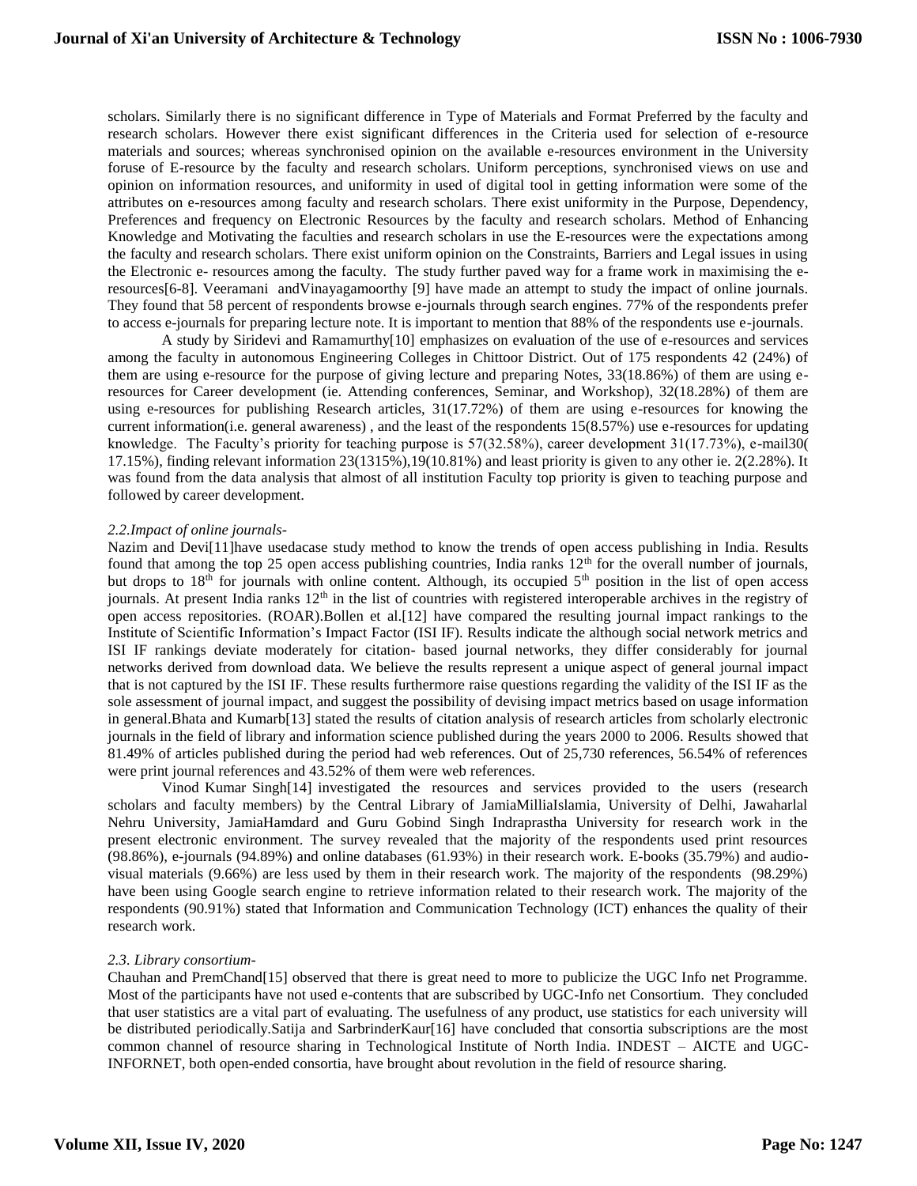scholars. Similarly there is no significant difference in Type of Materials and Format Preferred by the faculty and research scholars. However there exist significant differences in the Criteria used for selection of e-resource materials and sources; whereas synchronised opinion on the available e-resources environment in the University foruse of E-resource by the faculty and research scholars. Uniform perceptions, synchronised views on use and opinion on information resources, and uniformity in used of digital tool in getting information were some of the attributes on e-resources among faculty and research scholars. There exist uniformity in the Purpose, Dependency, Preferences and frequency on Electronic Resources by the faculty and research scholars. Method of Enhancing Knowledge and Motivating the faculties and research scholars in use the E-resources were the expectations among the faculty and research scholars. There exist uniform opinion on the Constraints, Barriers and Legal issues in using the Electronic e- resources among the faculty. The study further paved way for a frame work in maximising the e-resources[6-8]. Veeramani andVinayagamoorthy [9] have made an attempt to study the impact of online journals. They found that 58 percent of respondents browse e-journals through search engines. 77% of the respondents prefer to access e-journals for preparing lecture note. It is important to mention that 88% of the respondents use e-journals.

A study by Siridevi and Ramamurthy[10] emphasizes on evaluation of the use of e-resources and services among the faculty in autonomous Engineering Colleges in Chittoor District. Out of 175 respondents 42 (24%) of them are using e-resource for the purpose of giving lecture and preparing Notes, 33(18.86%) of them are using e-resources for Career development (ie. Attending conferences, Seminar, and Workshop), 32(18.28%) of them are using e-resources for publishing Research articles, 31(17.72%) of them are using e-resources for knowing the current information(i.e. general awareness) , and the least of the respondents 15(8.57%) use e-resources for updating knowledge. The Faculty's priority for teaching purpose is 57(32.58%), career development 31(17.73%), e-mail30( 17.15%), finding relevant information 23(1315%),19(10.81%) and least priority is given to any other ie. 2(2.28%). It was found from the data analysis that almost of all institution Faculty top priority is given to teaching purpose and followed by career development.

*2.2.Impact of online journals-*

Nazim and Devi[11]have usedacase study method to know the trends of open access publishing in India. Results found that among the top 25 open access publishing countries, India ranks 12th for the overall number of journals, but drops to 18th for journals with online content. Although, its occupied 5th position in the list of open access journals. At present India ranks 12th in the list of countries with registered interoperable archives in the registry of open access repositories. (ROAR).Bollen et al.[12] have compared the resulting journal impact rankings to the Institute of Scientific Information's Impact Factor (ISI IF). Results indicate the although social network metrics and ISI IF rankings deviate moderately for citation- based journal networks, they differ considerably for journal networks derived from download data. We believe the results represent a unique aspect of general journal impact that is not captured by the ISI IF. These results furthermore raise questions regarding the validity of the ISI IF as the sole assessment of journal impact, and suggest the possibility of devising impact metrics based on usage information in general.Bhata and Kumarb[13] stated the results of citation analysis of research articles from scholarly electronic journals in the field of library and information science published during the years 2000 to 2006. Results showed that 81.49% of articles published during the period had web references. Out of 25,730 references, 56.54% of references were print journal references and 43.52% of them were web references.

Vinod Kumar Singh[14] investigated the resources and services provided to the users (research scholars and faculty members) by the Central Library of JamiaMilliaIslamia, University of Delhi, Jawaharlal Nehru University, JamiaHamdard and Guru Gobind Singh Indraprastha University for research work in the present electronic environment. The survey revealed that the majority of the respondents used print resources (98.86%), e-journals (94.89%) and online databases (61.93%) in their research work. E-books (35.79%) and audio-visual materials (9.66%) are less used by them in their research work. The majority of the respondents (98.29%) have been using Google search engine to retrieve information related to their research work. The majority of the respondents (90.91%) stated that Information and Communication Technology (ICT) enhances the quality of their research work.

*2.3. Library consortium-*

Chauhan and PremChand[15] observed that there is great need to more to publicize the UGC Info net Programme. Most of the participants have not used e-contents that are subscribed by UGC-Info net Consortium. They concluded that user statistics are a vital part of evaluating. The usefulness of any product, use statistics for each university will be distributed periodically.Satija and SarbrinderKaur[16] have concluded that consortia subscriptions are the most common channel of resource sharing in Technological Institute of North India. INDEST – AICTE and UGC-INFORNET, both open-ended consortia, have brought about revolution in the field of resource sharing.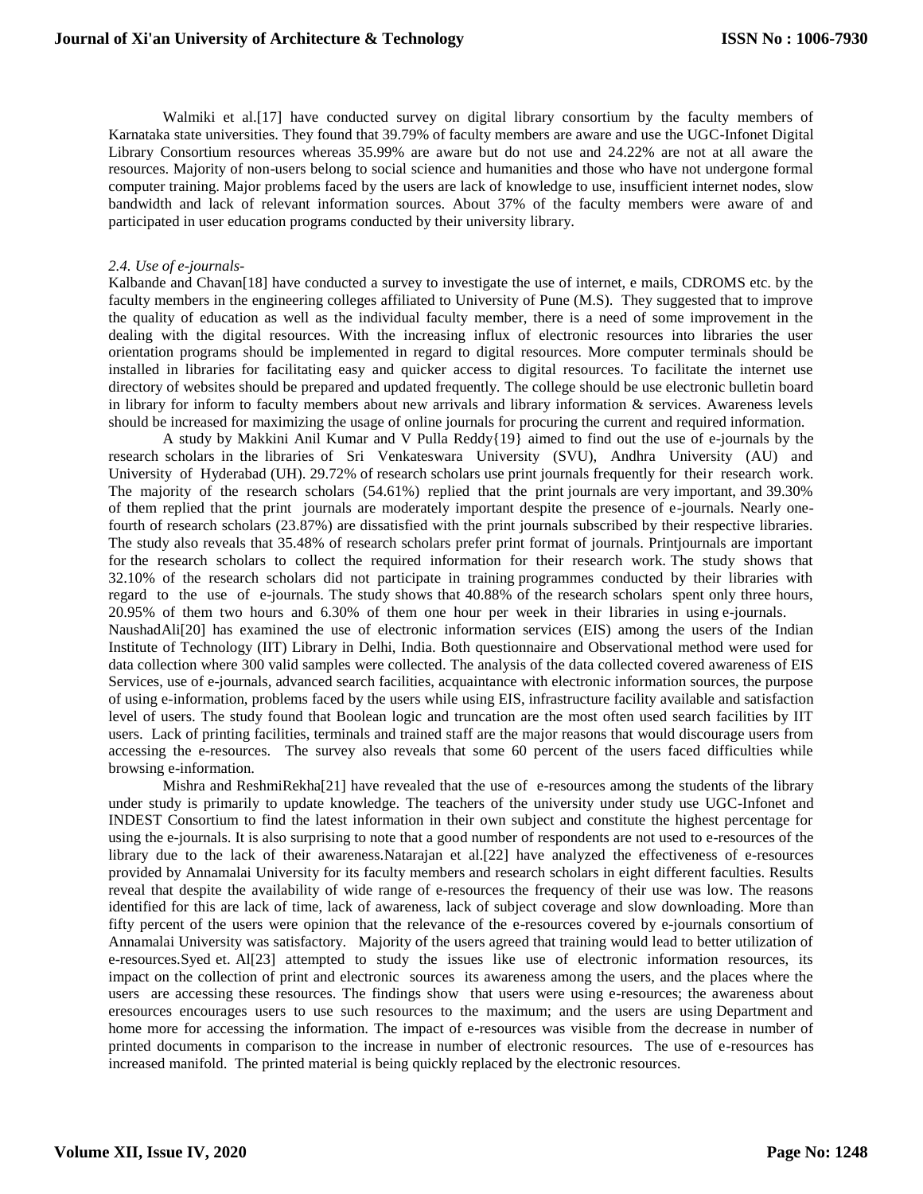Walmiki et al.[17] have conducted survey on digital library consortium by the faculty members of Karnataka state universities. They found that 39.79% of faculty members are aware and use the UGC-Infonet Digital Library Consortium resources whereas 35.99% are aware but do not use and 24.22% are not at all aware the resources. Majority of non-users belong to social science and humanities and those who have not undergone formal computer training. Major problems faced by the users are lack of knowledge to use, insufficient internet nodes, slow bandwidth and lack of relevant information sources. About 37% of the faculty members were aware of and participated in user education programs conducted by their university library.

*2.4. Use of e-journals-*

Kalbande and Chavan[18] have conducted a survey to investigate the use of internet, e mails, CDROMS etc. by the faculty members in the engineering colleges affiliated to University of Pune (M.S). They suggested that to improve the quality of education as well as the individual faculty member, there is a need of some improvement in the dealing with the digital resources. With the increasing influx of electronic resources into libraries the user orientation programs should be implemented in regard to digital resources. More computer terminals should be installed in libraries for facilitating easy and quicker access to digital resources. To facilitate the internet use directory of websites should be prepared and updated frequently. The college should be use electronic bulletin board in library for inform to faculty members about new arrivals and library information & services. Awareness levels should be increased for maximizing the usage of online journals for procuring the current and required information.

A study by Makkini Anil Kumar and V Pulla Reddy{19} aimed to find out the use of e-journals by the research scholars in the libraries of Sri Venkateswara University (SVU), Andhra University (AU) and University of Hyderabad (UH). 29.72% of research scholars use print journals frequently for their research work. The majority of the research scholars (54.61%) replied that the print journals are very important, and 39.30% of them replied that the print journals are moderately important despite the presence of e-journals. Nearly one-fourth of research scholars (23.87%) are dissatisfied with the print journals subscribed by their respective libraries. The study also reveals that 35.48% of research scholars prefer print format of journals. Printjournals are important for the research scholars to collect the required information for their research work. The study shows that 32.10% of the research scholars did not participate in training programmes conducted by their libraries with regard to the use of e-journals. The study shows that 40.88% of the research scholars spent only three hours, 20.95% of them two hours and 6.30% of them one hour per week in their libraries in using e-journals.

NaushadAli[20] has examined the use of electronic information services (EIS) among the users of the Indian Institute of Technology (IIT) Library in Delhi, India. Both questionnaire and Observational method were used for data collection where 300 valid samples were collected. The analysis of the data collected covered awareness of EIS Services, use of e-journals, advanced search facilities, acquaintance with electronic information sources, the purpose of using e-information, problems faced by the users while using EIS, infrastructure facility available and satisfaction level of users. The study found that Boolean logic and truncation are the most often used search facilities by IIT users. Lack of printing facilities, terminals and trained staff are the major reasons that would discourage users from accessing the e-resources. The survey also reveals that some 60 percent of the users faced difficulties while browsing e-information.

Mishra and ReshmiRekha[21] have revealed that the use of e-resources among the students of the library under study is primarily to update knowledge. The teachers of the university under study use UGC-Infonet and INDEST Consortium to find the latest information in their own subject and constitute the highest percentage for using the e-journals. It is also surprising to note that a good number of respondents are not used to e-resources of the library due to the lack of their awareness.Natarajan et al.[22] have analyzed the effectiveness of e-resources provided by Annamalai University for its faculty members and research scholars in eight different faculties. Results reveal that despite the availability of wide range of e-resources the frequency of their use was low. The reasons identified for this are lack of time, lack of awareness, lack of subject coverage and slow downloading. More than fifty percent of the users were opinion that the relevance of the e-resources covered by e-journals consortium of Annamalai University was satisfactory. Majority of the users agreed that training would lead to better utilization of e-resources.Syed et. Al[23] attempted to study the issues like use of electronic information resources, its impact on the collection of print and electronic sources its awareness among the users, and the places where the users are accessing these resources. The findings show that users were using e-resources; the awareness about eresources encourages users to use such resources to the maximum; and the users are using Department and home more for accessing the information. The impact of e-resources was visible from the decrease in number of printed documents in comparison to the increase in number of electronic resources. The use of e-resources has increased manifold. The printed material is being quickly replaced by the electronic resources.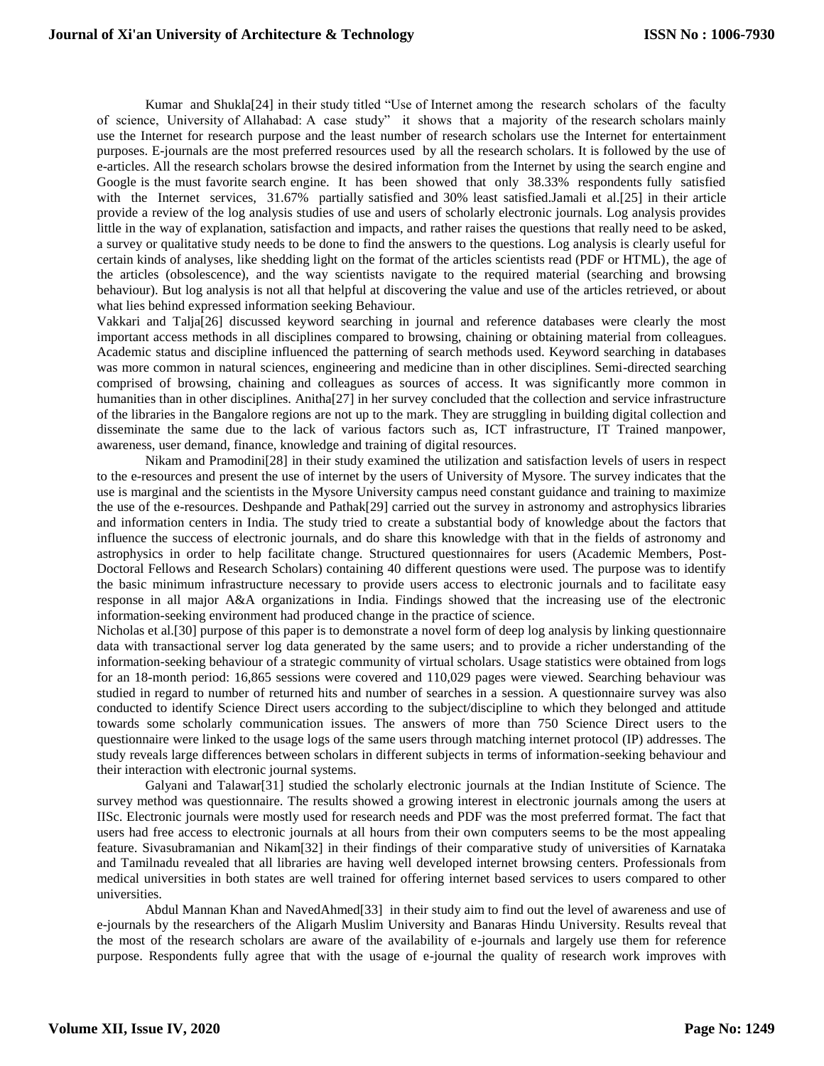Kumar and Shukla[24] in their study titled "Use of Internet among the research scholars of the faculty of science, University of Allahabad: A case study" it shows that a majority of the research scholars mainly use the Internet for research purpose and the least number of research scholars use the Internet for entertainment purposes. E-journals are the most preferred resources used by all the research scholars. It is followed by the use of e-articles. All the research scholars browse the desired information from the Internet by using the search engine and Google is the must favorite search engine. It has been showed that only 38.33% respondents fully satisfied with the Internet services, 31.67% partially satisfied and 30% least satisfied.Jamali et al.[25] in their article provide a review of the log analysis studies of use and users of scholarly electronic journals. Log analysis provides little in the way of explanation, satisfaction and impacts, and rather raises the questions that really need to be asked, a survey or qualitative study needs to be done to find the answers to the questions. Log analysis is clearly useful for certain kinds of analyses, like shedding light on the format of the articles scientists read (PDF or HTML), the age of the articles (obsolescence), and the way scientists navigate to the required material (searching and browsing behaviour). But log analysis is not all that helpful at discovering the value and use of the articles retrieved, or about what lies behind expressed information seeking Behaviour.

Vakkari and Talja[26] discussed keyword searching in journal and reference databases were clearly the most important access methods in all disciplines compared to browsing, chaining or obtaining material from colleagues. Academic status and discipline influenced the patterning of search methods used. Keyword searching in databases was more common in natural sciences, engineering and medicine than in other disciplines. Semi-directed searching comprised of browsing, chaining and colleagues as sources of access. It was significantly more common in humanities than in other disciplines. Anitha[27] in her survey concluded that the collection and service infrastructure of the libraries in the Bangalore regions are not up to the mark. They are struggling in building digital collection and disseminate the same due to the lack of various factors such as, ICT infrastructure, IT Trained manpower, awareness, user demand, finance, knowledge and training of digital resources.

Nikam and Pramodini[28] in their study examined the utilization and satisfaction levels of users in respect to the e-resources and present the use of internet by the users of University of Mysore. The survey indicates that the use is marginal and the scientists in the Mysore University campus need constant guidance and training to maximize the use of the e-resources. Deshpande and Pathak[29] carried out the survey in astronomy and astrophysics libraries and information centers in India. The study tried to create a substantial body of knowledge about the factors that influence the success of electronic journals, and do share this knowledge with that in the fields of astronomy and astrophysics in order to help facilitate change. Structured questionnaires for users (Academic Members, Post-Doctoral Fellows and Research Scholars) containing 40 different questions were used. The purpose was to identify the basic minimum infrastructure necessary to provide users access to electronic journals and to facilitate easy response in all major A&A organizations in India. Findings showed that the increasing use of the electronic information-seeking environment had produced change in the practice of science.

Nicholas et al.[30] purpose of this paper is to demonstrate a novel form of deep log analysis by linking questionnaire data with transactional server log data generated by the same users; and to provide a richer understanding of the information-seeking behaviour of a strategic community of virtual scholars. Usage statistics were obtained from logs for an 18-month period: 16,865 sessions were covered and 110,029 pages were viewed. Searching behaviour was studied in regard to number of returned hits and number of searches in a session. A questionnaire survey was also conducted to identify Science Direct users according to the subject/discipline to which they belonged and attitude towards some scholarly communication issues. The answers of more than 750 Science Direct users to the questionnaire were linked to the usage logs of the same users through matching internet protocol (IP) addresses. The study reveals large differences between scholars in different subjects in terms of information-seeking behaviour and their interaction with electronic journal systems.

Galyani and Talawar[31] studied the scholarly electronic journals at the Indian Institute of Science. The survey method was questionnaire. The results showed a growing interest in electronic journals among the users at IISc. Electronic journals were mostly used for research needs and PDF was the most preferred format. The fact that users had free access to electronic journals at all hours from their own computers seems to be the most appealing feature. Sivasubramanian and Nikam[32] in their findings of their comparative study of universities of Karnataka and Tamilnadu revealed that all libraries are having well developed internet browsing centers. Professionals from medical universities in both states are well trained for offering internet based services to users compared to other universities.

Abdul Mannan Khan and NavedAhmed[33] in their study aim to find out the level of awareness and use of e-journals by the researchers of the Aligarh Muslim University and Banaras Hindu University. Results reveal that the most of the research scholars are aware of the availability of e-journals and largely use them for reference purpose. Respondents fully agree that with the usage of e-journal the quality of research work improves with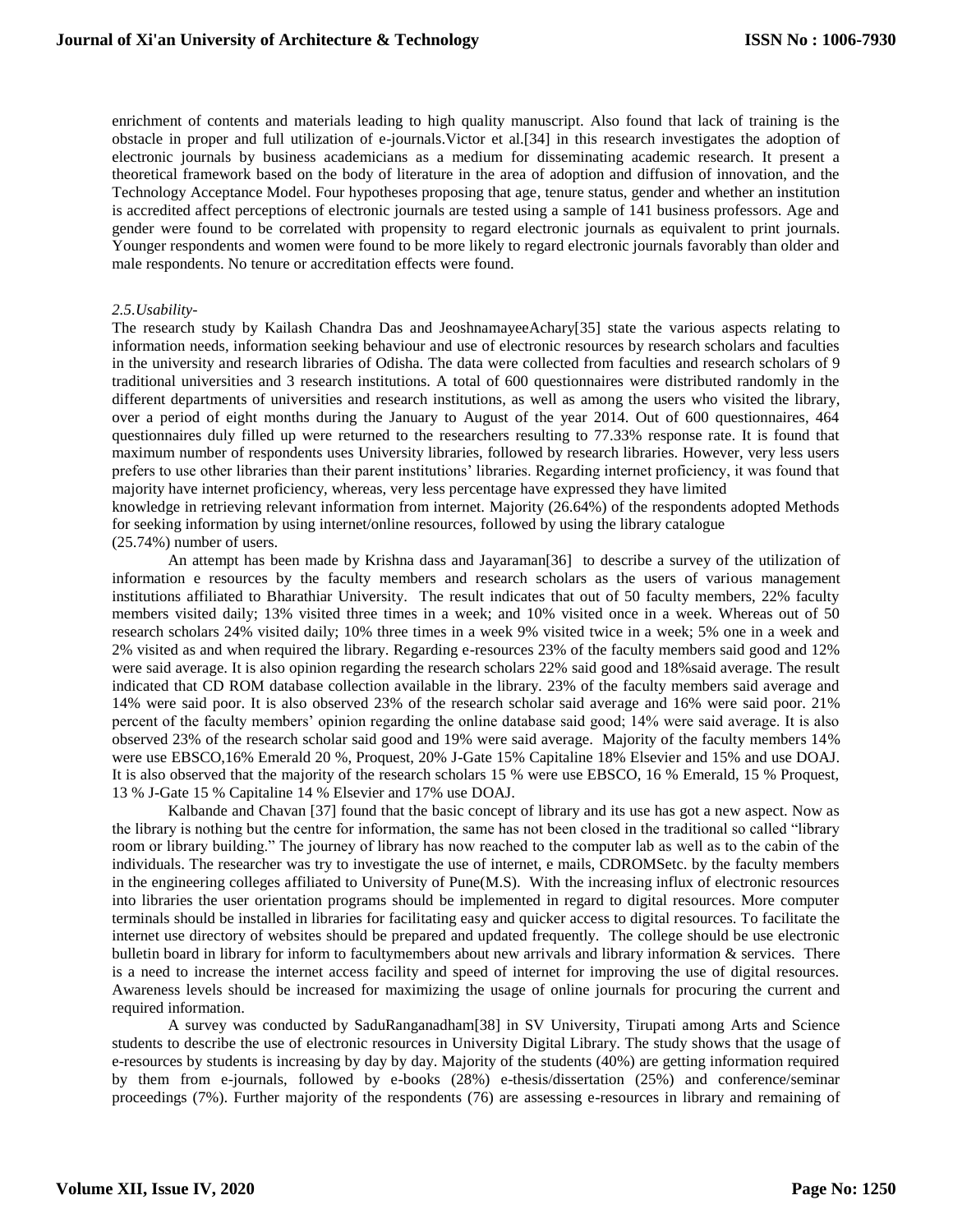enrichment of contents and materials leading to high quality manuscript. Also found that lack of training is the obstacle in proper and full utilization of e-journals.Victor et al.[34] in this research investigates the adoption of electronic journals by business academicians as a medium for disseminating academic research. It present a theoretical framework based on the body of literature in the area of adoption and diffusion of innovation, and the Technology Acceptance Model. Four hypotheses proposing that age, tenure status, gender and whether an institution is accredited affect perceptions of electronic journals are tested using a sample of 141 business professors. Age and gender were found to be correlated with propensity to regard electronic journals as equivalent to print journals. Younger respondents and women were found to be more likely to regard electronic journals favorably than older and male respondents. No tenure or accreditation effects were found.

*2.5.Usability-*

The research study by Kailash Chandra Das and JeoshnamayeeAchary[35] state the various aspects relating to information needs, information seeking behaviour and use of electronic resources by research scholars and faculties in the university and research libraries of Odisha. The data were collected from faculties and research scholars of 9 traditional universities and 3 research institutions. A total of 600 questionnaires were distributed randomly in the different departments of universities and research institutions, as well as among the users who visited the library, over a period of eight months during the January to August of the year 2014. Out of 600 questionnaires, 464 questionnaires duly filled up were returned to the researchers resulting to 77.33% response rate. It is found that maximum number of respondents uses University libraries, followed by research libraries. However, very less users prefers to use other libraries than their parent institutions' libraries. Regarding internet proficiency, it was found that majority have internet proficiency, whereas, very less percentage have expressed they have limited knowledge in retrieving relevant information from internet. Majority (26.64%) of the respondents adopted Methods for seeking information by using internet/online resources, followed by using the library catalogue (25.74%) number of users.

An attempt has been made by Krishna dass and Jayaraman[36] to describe a survey of the utilization of information e resources by the faculty members and research scholars as the users of various management institutions affiliated to Bharathiar University. The result indicates that out of 50 faculty members, 22% faculty members visited daily; 13% visited three times in a week; and 10% visited once in a week. Whereas out of 50 research scholars 24% visited daily; 10% three times in a week 9% visited twice in a week; 5% one in a week and 2% visited as and when required the library. Regarding e-resources 23% of the faculty members said good and 12% were said average. It is also opinion regarding the research scholars 22% said good and 18%said average. The result indicated that CD ROM database collection available in the library. 23% of the faculty members said average and 14% were said poor. It is also observed 23% of the research scholar said average and 16% were said poor. 21% percent of the faculty members' opinion regarding the online database said good; 14% were said average. It is also observed 23% of the research scholar said good and 19% were said average. Majority of the faculty members 14% were use EBSCO,16% Emerald 20 %, Proquest, 20% J-Gate 15% Capitaline 18% Elsevier and 15% and use DOAJ. It is also observed that the majority of the research scholars 15 % were use EBSCO, 16 % Emerald, 15 % Proquest, 13 % J-Gate 15 % Capitaline 14 % Elsevier and 17% use DOAJ.

Kalbande and Chavan [37] found that the basic concept of library and its use has got a new aspect. Now as the library is nothing but the centre for information, the same has not been closed in the traditional so called "library room or library building." The journey of library has now reached to the computer lab as well as to the cabin of the individuals. The researcher was try to investigate the use of internet, e mails, CDROMSetc. by the faculty members in the engineering colleges affiliated to University of Pune(M.S). With the increasing influx of electronic resources into libraries the user orientation programs should be implemented in regard to digital resources. More computer terminals should be installed in libraries for facilitating easy and quicker access to digital resources. To facilitate the internet use directory of websites should be prepared and updated frequently. The college should be use electronic bulletin board in library for inform to facultymembers about new arrivals and library information & services. There is a need to increase the internet access facility and speed of internet for improving the use of digital resources. Awareness levels should be increased for maximizing the usage of online journals for procuring the current and required information.

A survey was conducted by SaduRanganadham[38] in SV University, Tirupati among Arts and Science students to describe the use of electronic resources in University Digital Library. The study shows that the usage of e-resources by students is increasing by day by day. Majority of the students (40%) are getting information required by them from e-journals, followed by e-books (28%) e-thesis/dissertation (25%) and conference/seminar proceedings (7%). Further majority of the respondents (76) are assessing e-resources in library and remaining of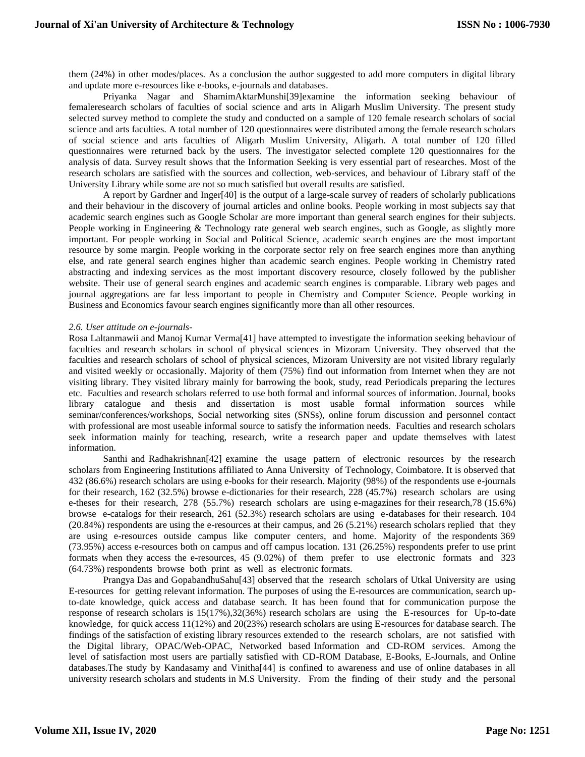them (24%) in other modes/places. As a conclusion the author suggested to add more computers in digital library and update more e-resources like e-books, e-journals and databases.

Priyanka Nagar and ShamimAktarMunshi[39]examine the information seeking behaviour of femaleresearch scholars of faculties of social science and arts in Aligarh Muslim University. The present study selected survey method to complete the study and conducted on a sample of 120 female research scholars of social science and arts faculties. A total number of 120 questionnaires were distributed among the female research scholars of social science and arts faculties of Aligarh Muslim University, Aligarh. A total number of 120 filled questionnaires were returned back by the users. The investigator selected complete 120 questionnaires for the analysis of data. Survey result shows that the Information Seeking is very essential part of researches. Most of the research scholars are satisfied with the sources and collection, web-services, and behaviour of Library staff of the University Library while some are not so much satisfied but overall results are satisfied.

A report by Gardner and Inger[40] is the output of a large-scale survey of readers of scholarly publications and their behaviour in the discovery of journal articles and online books. People working in most subjects say that academic search engines such as Google Scholar are more important than general search engines for their subjects. People working in Engineering & Technology rate general web search engines, such as Google, as slightly more important. For people working in Social and Political Science, academic search engines are the most important resource by some margin. People working in the corporate sector rely on free search engines more than anything else, and rate general search engines higher than academic search engines. People working in Chemistry rated abstracting and indexing services as the most important discovery resource, closely followed by the publisher website. Their use of general search engines and academic search engines is comparable. Library web pages and journal aggregations are far less important to people in Chemistry and Computer Science. People working in Business and Economics favour search engines significantly more than all other resources.

*2.6. User attitude on e-journals-*

Rosa Laltanmawii and Manoj Kumar Verma[41] have attempted to investigate the information seeking behaviour of faculties and research scholars in school of physical sciences in Mizoram University. They observed that the faculties and research scholars of school of physical sciences, Mizoram University are not visited library regularly and visited weekly or occasionally. Majority of them (75%) find out information from Internet when they are not visiting library. They visited library mainly for barrowing the book, study, read Periodicals preparing the lectures etc. Faculties and research scholars referred to use both formal and informal sources of information. Journal, books library catalogue and thesis and dissertation is most usable formal information sources while seminar/conferences/workshops, Social networking sites (SNSs), online forum discussion and personnel contact with professional are most useable informal source to satisfy the information needs. Faculties and research scholars seek information mainly for teaching, research, write a research paper and update themselves with latest information.

Santhi and Radhakrishnan[42] examine the usage pattern of electronic resources by the research scholars from Engineering Institutions affiliated to Anna University of Technology, Coimbatore. It is observed that 432 (86.6%) research scholars are using e-books for their research. Majority (98%) of the respondents use e-journals for their research, 162 (32.5%) browse e-dictionaries for their research, 228 (45.7%) research scholars are using e-theses for their research, 278 (55.7%) research scholars are using e-magazines for their research,78 (15.6%) browse e-catalogs for their research, 261 (52.3%) research scholars are using e-databases for their research. 104 (20.84%) respondents are using the e-resources at their campus, and 26 (5.21%) research scholars replied that they are using e-resources outside campus like computer centers, and home. Majority of the respondents 369 (73.95%) access e-resources both on campus and off campus location. 131 (26.25%) respondents prefer to use print formats when they access the e-resources, 45 (9.02%) of them prefer to use electronic formats and 323 (64.73%) respondents browse both print as well as electronic formats.

Prangya Das and GopabandhuSahu[43] observed that the research scholars of Utkal University are using E-resources for getting relevant information. The purposes of using the E-resources are communication, search up-to-date knowledge, quick access and database search. It has been found that for communication purpose the response of research scholars is 15(17%),32(36%) research scholars are using the E-resources for Up-to-date knowledge, for quick access 11(12%) and 20(23%) research scholars are using E-resources for database search. The findings of the satisfaction of existing library resources extended to the research scholars, are not satisfied with the Digital library, OPAC/Web-OPAC, Networked based Information and CD-ROM services. Among the level of satisfaction most users are partially satisfied with CD-ROM Database, E-Books, E-Journals, and Online databases.The study by Kandasamy and Vinitha[44] is confined to awareness and use of online databases in all university research scholars and students in M.S University. From the finding of their study and the personal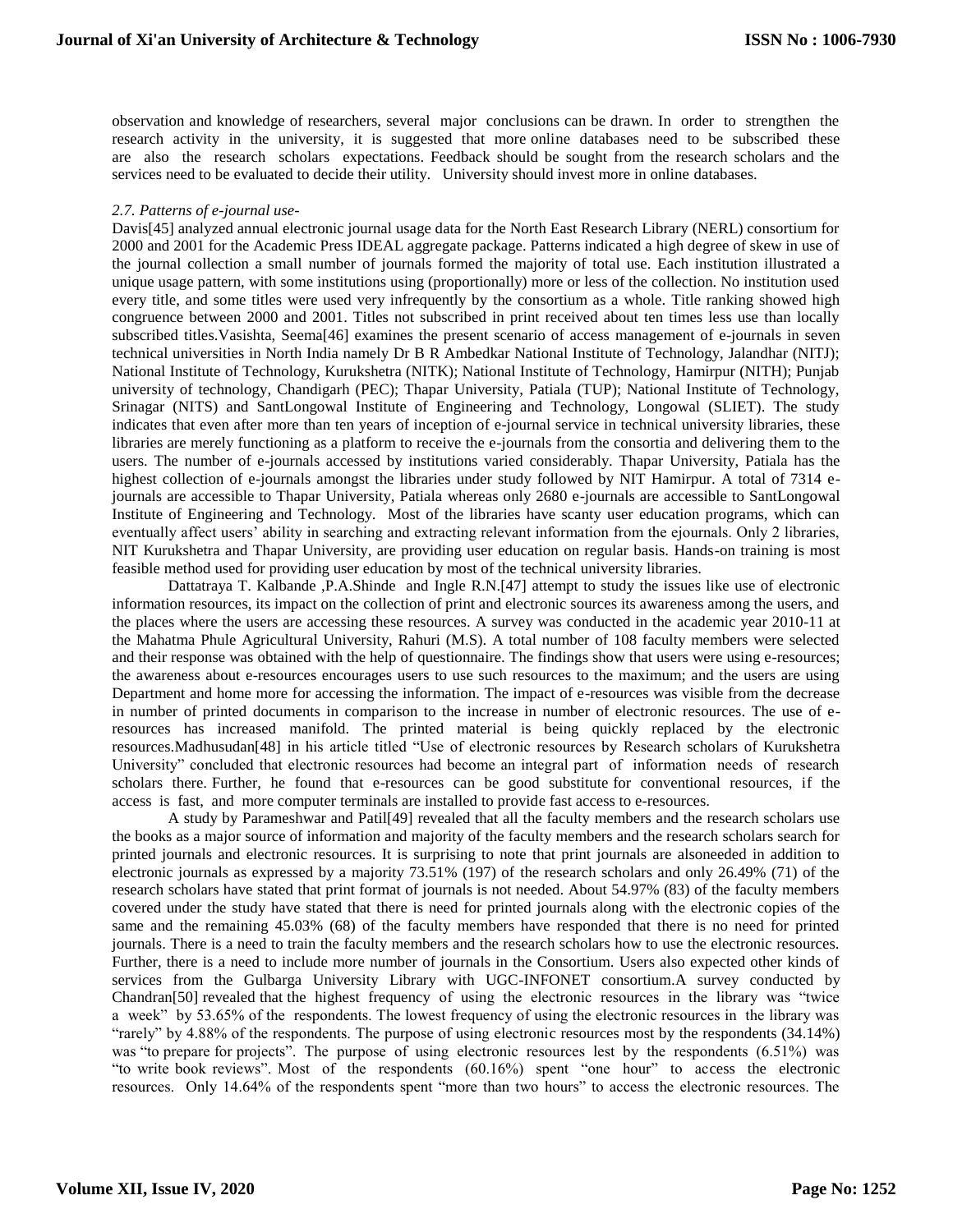observation and knowledge of researchers, several major conclusions can be drawn. In order to strengthen the research activity in the university, it is suggested that more online databases need to be subscribed these are also the research scholars expectations. Feedback should be sought from the research scholars and the services need to be evaluated to decide their utility. University should invest more in online databases.

*2.7. Patterns of e-journal use-*

Davis[45] analyzed annual electronic journal usage data for the North East Research Library (NERL) consortium for 2000 and 2001 for the Academic Press IDEAL aggregate package. Patterns indicated a high degree of skew in use of the journal collection a small number of journals formed the majority of total use. Each institution illustrated a unique usage pattern, with some institutions using (proportionally) more or less of the collection. No institution used every title, and some titles were used very infrequently by the consortium as a whole. Title ranking showed high congruence between 2000 and 2001. Titles not subscribed in print received about ten times less use than locally subscribed titles.Vasishta, Seema[46] examines the present scenario of access management of e-journals in seven technical universities in North India namely Dr B R Ambedkar National Institute of Technology, Jalandhar (NITJ); National Institute of Technology, Kurukshetra (NITK); National Institute of Technology, Hamirpur (NITH); Punjab university of technology, Chandigarh (PEC); Thapar University, Patiala (TUP); National Institute of Technology, Srinagar (NITS) and SantLongowal Institute of Engineering and Technology, Longowal (SLIET). The study indicates that even after more than ten years of inception of e-journal service in technical university libraries, these libraries are merely functioning as a platform to receive the e-journals from the consortia and delivering them to the users. The number of e-journals accessed by institutions varied considerably. Thapar University, Patiala has the highest collection of e-journals amongst the libraries under study followed by NIT Hamirpur. A total of 7314 e-journals are accessible to Thapar University, Patiala whereas only 2680 e-journals are accessible to SantLongowal Institute of Engineering and Technology. Most of the libraries have scanty user education programs, which can eventually affect users' ability in searching and extracting relevant information from the ejournals. Only 2 libraries, NIT Kurukshetra and Thapar University, are providing user education on regular basis. Hands-on training is most feasible method used for providing user education by most of the technical university libraries.

Dattatraya T. Kalbande ,P.A.Shinde and Ingle R.N.[47] attempt to study the issues like use of electronic information resources, its impact on the collection of print and electronic sources its awareness among the users, and the places where the users are accessing these resources. A survey was conducted in the academic year 2010-11 at the Mahatma Phule Agricultural University, Rahuri (M.S). A total number of 108 faculty members were selected and their response was obtained with the help of questionnaire. The findings show that users were using e-resources; the awareness about e-resources encourages users to use such resources to the maximum; and the users are using Department and home more for accessing the information. The impact of e-resources was visible from the decrease in number of printed documents in comparison to the increase in number of electronic resources. The use of e-resources has increased manifold. The printed material is being quickly replaced by the electronic resources.Madhusudan[48] in his article titled "Use of electronic resources by Research scholars of Kurukshetra University" concluded that electronic resources had become an integral part of information needs of research scholars there. Further, he found that e-resources can be good substitute for conventional resources, if the access is fast, and more computer terminals are installed to provide fast access to e-resources.

A study by Parameshwar and Patil[49] revealed that all the faculty members and the research scholars use the books as a major source of information and majority of the faculty members and the research scholars search for printed journals and electronic resources. It is surprising to note that print journals are alsoneeded in addition to electronic journals as expressed by a majority 73.51% (197) of the research scholars and only 26.49% (71) of the research scholars have stated that print format of journals is not needed. About 54.97% (83) of the faculty members covered under the study have stated that there is need for printed journals along with the electronic copies of the same and the remaining 45.03% (68) of the faculty members have responded that there is no need for printed journals. There is a need to train the faculty members and the research scholars how to use the electronic resources. Further, there is a need to include more number of journals in the Consortium. Users also expected other kinds of services from the Gulbarga University Library with UGC-INFONET consortium.A survey conducted by Chandran[50] revealed that the highest frequency of using the electronic resources in the library was "twice a week" by 53.65% of the respondents. The lowest frequency of using the electronic resources in the library was "rarely" by 4.88% of the respondents. The purpose of using electronic resources most by the respondents (34.14%) was "to prepare for projects". The purpose of using electronic resources lest by the respondents (6.51%) was "to write book reviews". Most of the respondents (60.16%) spent "one hour" to access the electronic resources. Only 14.64% of the respondents spent "more than two hours" to access the electronic resources. The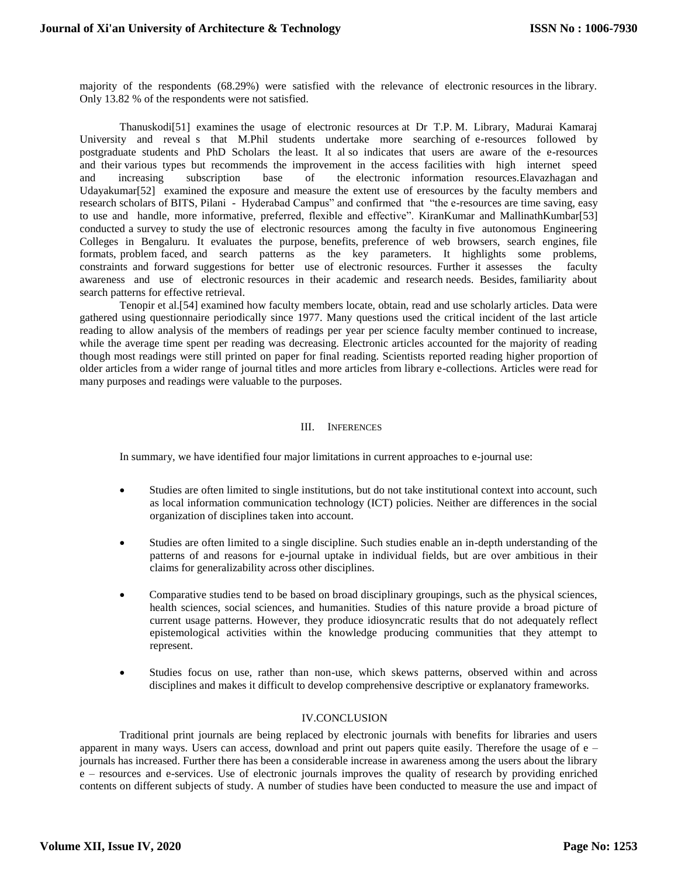majority of the respondents (68.29%) were satisfied with the relevance of electronic resources in the library. Only 13.82 % of the respondents were not satisfied.

Thanuskodi[51] examines the usage of electronic resources at Dr T.P. M. Library, Madurai Kamaraj University and reveal s that M.Phil students undertake more searching of e-resources followed by postgraduate students and PhD Scholars the least. It al so indicates that users are aware of the e-resources and their various types but recommends the improvement in the access facilities with high internet speed and increasing subscription base of the electronic information resources.Elavazhagan and Udayakumar[52] examined the exposure and measure the extent use of eresources by the faculty members and research scholars of BITS, Pilani - Hyderabad Campus" and confirmed that "the e-resources are time saving, easy to use and handle, more informative, preferred, flexible and effective". KiranKumar and MallinathKumbar[53] conducted a survey to study the use of electronic resources among the faculty in five autonomous Engineering Colleges in Bengaluru. It evaluates the purpose, benefits, preference of web browsers, search engines, file formats, problem faced, and search patterns as the key parameters. It highlights some problems, constraints and forward suggestions for better use of electronic resources. Further it assesses the faculty awareness and use of electronic resources in their academic and research needs. Besides, familiarity about search patterns for effective retrieval.

Tenopir et al.[54] examined how faculty members locate, obtain, read and use scholarly articles. Data were gathered using questionnaire periodically since 1977. Many questions used the critical incident of the last article reading to allow analysis of the members of readings per year per science faculty member continued to increase, while the average time spent per reading was decreasing. Electronic articles accounted for the majority of reading though most readings were still printed on paper for final reading. Scientists reported reading higher proportion of older articles from a wider range of journal titles and more articles from library e-collections. Articles were read for many purposes and readings were valuable to the purposes.

## III. Inferences

In summary, we have identified four major limitations in current approaches to e-journal use:

- Studies are often limited to single institutions, but do not take institutional context into account, such as local information communication technology (ICT) policies. Neither are differences in the social organization of disciplines taken into account.
- Studies are often limited to a single discipline. Such studies enable an in-depth understanding of the patterns of and reasons for e-journal uptake in individual fields, but are over ambitious in their claims for generalizability across other disciplines.
- Comparative studies tend to be based on broad disciplinary groupings, such as the physical sciences, health sciences, social sciences, and humanities. Studies of this nature provide a broad picture of current usage patterns. However, they produce idiosyncratic results that do not adequately reflect epistemological activities within the knowledge producing communities that they attempt to represent.
- Studies focus on use, rather than non-use, which skews patterns, observed within and across disciplines and makes it difficult to develop comprehensive descriptive or explanatory frameworks.

## IV.CONCLUSION

Traditional print journals are being replaced by electronic journals with benefits for libraries and users apparent in many ways. Users can access, download and print out papers quite easily. Therefore the usage of e – journals has increased. Further there has been a considerable increase in awareness among the users about the library e – resources and e-services. Use of electronic journals improves the quality of research by providing enriched contents on different subjects of study. A number of studies have been conducted to measure the use and impact of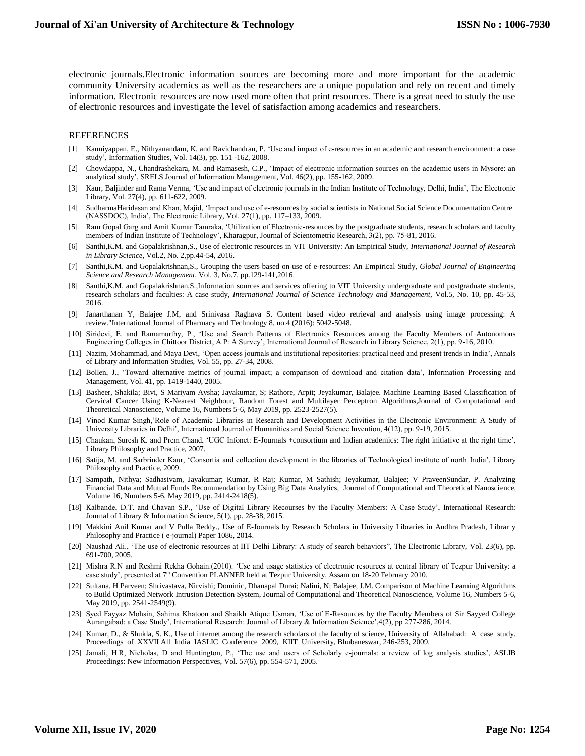electronic journals.Electronic information sources are becoming more and more important for the academic community University academics as well as the researchers are a unique population and rely on recent and timely information. Electronic resources are now used more often that print resources. There is a great need to study the use of electronic resources and investigate the level of satisfaction among academics and researchers.

## REFERENCES

[1] Kanniyappan, E., Nithyanandam, K. and Ravichandran, P. 'Use and impact of e-resources in an academic and research environment: a case study', Information Studies, Vol. 14(3), pp. 151 -162, 2008.

[2] Chowdappa, N., Chandrashekara, M. and Ramasesh, C.P., 'Impact of electronic information sources on the academic users in Mysore: an analytical study', SRELS Journal of Information Management, Vol. 46(2), pp. 155-162, 2009.

[3] Kaur, Baljinder and Rama Verma, 'Use and impact of electronic journals in the Indian Institute of Technology, Delhi, India', The Electronic Library, Vol. 27(4), pp. 611-622, 2009.

[4] SudharmaHaridasan and Khan, Majid, 'Impact and use of e-resources by social scientists in National Social Science Documentation Centre (NASSDOC), India', The Electronic Library, Vol. 27(1), pp. 117–133, 2009.

[5] Ram Gopal Garg and Amit Kumar Tamraka, 'Utilization of Electronic-resources by the postgraduate students, research scholars and faculty members of Indian Institute of Technology', Kharagpur, Journal of Scientometric Research, 3(2), pp. 75-81, 2016.

[6] Santhi,K.M. and Gopalakrishnan,S., Use of electronic resources in VIT University: An Empirical Study, *International Journal of Research in Library Science*, Vol.2, No. 2,pp.44-54, 2016.

[7] Santhi,K.M. and Gopalakrishnan,S., Grouping the users based on use of e-resources: An Empirical Study, *Global Journal of Engineering Science and Research Management*, Vol. 3, No.7, pp.129-141,2016.

[8] Santhi,K.M. and Gopalakrishnan,S.,Information sources and services offering to VIT University undergraduate and postgraduate students, research scholars and faculties: A case study, *International Journal of Science Technology and Management*, Vol.5, No. 10, pp. 45-53, 2016.

[9] Janarthanan Y, Balajee J.M, and Srinivasa Raghava S. Content based video retrieval and analysis using image processing: A review."International Journal of Pharmacy and Technology 8, no.4 (2016): 5042-5048.

[10] Siridevi, E. and Ramamurthy, P., 'Use and Search Patterns of Electronics Resources among the Faculty Members of Autonomous Engineering Colleges in Chittoor District, A.P: A Survey', International Journal of Research in Library Science, 2(1), pp. 9-16, 2010.

[11] Nazim, Mohammad, and Maya Devi, 'Open access journals and institutional repositories: practical need and present trends in India', Annals of Library and Information Studies, Vol. 55, pp. 27-34, 2008.

[12] Bollen, J., 'Toward alternative metrics of journal impact; a comparison of download and citation data', Information Processing and Management, Vol. 41, pp. 1419-1440, 2005.

[13] Basheer, Shakila; Bivi, S Mariyam Aysha; Jayakumar, S; Rathore, Arpit; Jeyakumar, Balajee. Machine Learning Based Classification of Cervical Cancer Using K-Nearest Neighbour, Random Forest and Multilayer Perceptron Algorithms,Journal of Computational and Theoretical Nanoscience, Volume 16, Numbers 5-6, May 2019, pp. 2523-2527(5).

[14] Vinod Kumar Singh,'Role of Academic Libraries in Research and Development Activities in the Electronic Environment: A Study of University Libraries in Delhi', International Journal of Humanities and Social Science Invention, 4(12), pp. 9-19, 2015.

[15] Chaukan, Suresh K. and Prem Chand, 'UGC Infonet: E-Journals +consortium and Indian academics: The right initiative at the right time', Library Philosophy and Practice, 2007.

[16] Satija, M. and Sarbrinder Kaur, 'Consortia and collection development in the libraries of Technological institute of north India', Library Philosophy and Practice, 2009.

[17] Sampath, Nithya; Sadhasivam, Jayakumar; Kumar, R Raj; Kumar, M Sathish; Jeyakumar, Balajee; V PraveenSundar, P. Analyzing Financial Data and Mutual Funds Recommendation by Using Big Data Analytics, Journal of Computational and Theoretical Nanoscience, Volume 16, Numbers 5-6, May 2019, pp. 2414-2418(5).

[18] Kalbande, D.T. and Chavan S.P., 'Use of Digital Library Recourses by the Faculty Members: A Case Study', International Research: Journal of Library & Information Science, 5(1), pp. 28-38, 2015.

[19] Makkini Anil Kumar and V Pulla Reddy., Use of E-Journals by Research Scholars in University Libraries in Andhra Pradesh, Librar y Philosophy and Practice ( e-journal) Paper 1086, 2014.

[20] Naushad Ali., 'The use of electronic resources at IIT Delhi Library: A study of search behaviors", The Electronic Library, Vol. 23(6), pp. 691-700, 2005.

[21] Mishra R.N and Reshmi Rekha Gohain.(2010). 'Use and usage statistics of electronic resources at central library of Tezpur University: a case study', presented at 7th Convention PLANNER held at Tezpur University, Assam on 18-20 February 2010.

[22] Sultana, H Parveen; Shrivastava, Nirvishi; Dominic, Dhanapal Durai; Nalini, N; Balajee, J.M. Comparison of Machine Learning Algorithms to Build Optimized Network Intrusion Detection System, Journal of Computational and Theoretical Nanoscience, Volume 16, Numbers 5-6, May 2019, pp. 2541-2549(9).

[23] Syed Fayyaz Mohsin, Sahima Khatoon and Shaikh Atique Usman, 'Use of E-Resources by the Faculty Members of Sir Sayyed College Aurangabad: a Case Study', International Research: Journal of Library & Information Science',4(2), pp 277-286, 2014.

[24] Kumar, D., & Shukla, S. K., Use of internet among the research scholars of the faculty of science, University of Allahabad: A case study. Proceedings of XXVII All India IASLIC Conference 2009, KIIT University, Bhubaneswar, 246-253, 2009.

[25] Jamali, H.R, Nicholas, D and Huntington, P., 'The use and users of Scholarly e-journals: a review of log analysis studies', ASLIB Proceedings: New Information Perspectives, Vol. 57(6), pp. 554-571, 2005.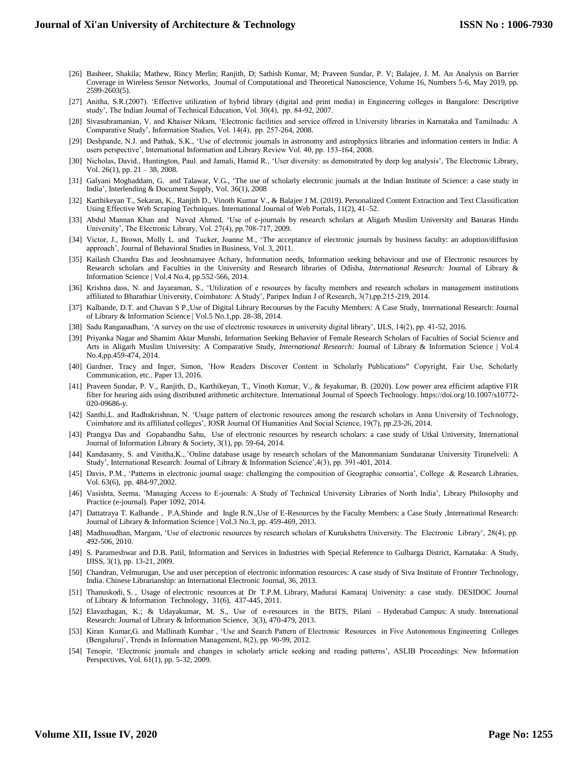[26] Basheer, Shakila; Mathew, Rincy Merlin; Ranjith, D; Sathish Kumar, M; Praveen Sundar, P. V; Balajee, J. M. An Analysis on Barrier Coverage in Wireless Sensor Networks, Journal of Computational and Theoretical Nanoscience, Volume 16, Numbers 5-6, May 2019, pp. 2599-2603(5).

[27] Anitha, S.R.(2007). 'Effective utilization of hybrid library (digital and print media) in Engineering colleges in Bangalore: Descriptive study', The Indian Journal of Technical Education, Vol. 30(4), pp. 84-92, 2007.

[28] Sivasubramanian, V. and Khaiser Nikam, 'Electronic facilities and service offered in University libraries in Karnataka and Tamilnadu: A Comparative Study', Information Studies, Vol. 14(4), pp. 257-264, 2008.

[29] Deshpande, N.J. and Pathak, S.K., 'Use of electronic journals in astronomy and astrophysics libraries and information centers in India: A users perspective', International Information and Library Review Vol. 40, pp. 153-164, 2008.

[30] Nicholas, David., Huntington, Paul. and Jamali, Hamid R., 'User diversity: as demonstrated by deep log analysis', The Electronic Library, Vol. 26(1), pp. 21 – 38, 2008.

[31] Galyani Moghaddam, G. and Talawar, V.G., 'The use of scholarly electronic journals at the Indian Institute of Science: a case study in India', Interlending & Document Supply, Vol. 36(1), 2008

[32] Karthikeyan T., Sekaran, K., Ranjith D., Vinoth Kumar V., & Balajee J M. (2019). Personalized Content Extraction and Text Classification Using Effective Web Scraping Techniques. International Journal of Web Portals, 11(2), 41–52.

[33] Abdul Mannan Khan and Naved Ahmed, 'Use of e-journals by research scholars at Aligarh Muslim University and Banaras Hindu University', The Electronic Library, Vol. 27(4), pp.708-717, 2009.

[34] Victor, J., Brown, Molly L. and Tucker, Joanne M., 'The acceptance of electronic journals by business faculty: an adoption/diffusion approach', Journal of Behavioral Studies in Business, Vol. 3, 2011.

[35] Kailash Chandra Das and Jeoshnamayee Achary, Information needs, Information seeking behaviour and use of Electronic resources by Research scholars and Faculties in the University and Research libraries of Odisha, *International Research:* Journal of Library & Information Science | Vol.4 No.4, pp.552-566, 2014.

[36] Krishna dass, N. and Jayaraman, S., 'Utilization of e resources by faculty members and research scholars in management institutions affiliated to Bharathiar University, Coimbatore: A Study', Paripex Indian J of Research, 3(7),pp.215-219, 2014.

[37] Kalbande, D.T. and Chavan S P.,Use of Digital Library Recourses by the Faculty Members: A Case Study, International Research: Journal of Library & Information Science | Vol.5 No.1,pp. 28-38, 2014.

[38] Sadu Ranganadham, 'A survey on the use of electronic resources in university digital library', IJLS, 14(2), pp. 41-52, 2016.

[39] Priyanka Nagar and Shamim Aktar Munshi, Information Seeking Behavior of Female Research Scholars of Faculties of Social Science and Arts in Aligarh Muslim University: A Comparative Study, *International Research:* Journal of Library & Information Science | Vol.4 No.4,pp.459-474, 2014.

[40] Gardner, Tracy and Inger, Simon, 'How Readers Discover Content in Scholarly Publications" Copyright, Fair Use, Scholarly Communication, etc.. Paper 13, 2016.

[41] Praveen Sundar, P. V., Ranjith, D., Karthikeyan, T., Vinoth Kumar, V., & Jeyakumar, B. (2020). Low power area efficient adaptive FIR filter for hearing aids using distributed arithmetic architecture. International Journal of Speech Technology. https://doi.org/10.1007/s10772-020-09686-y.

[42] Santhi,L. and Radhakrishnan, N. 'Usage pattern of electronic resources among the research scholars in Anna University of Technology, Coimbatore and its affiliated colleges', IOSR Journal Of Humanities And Social Science, 19(7), pp.23-26, 2014.

[43] Prangya Das and Gopabandhu Sahu, Use of electronic resources by research scholars: a case study of Utkal University, International Journal of Information Library & Society, 3(1), pp. 59-64, 2014.

[44] Kandasamy, S. and Vinitha,K.,.'Online database usage by research scholars of the Manonmaniam Sundaranar University Tirunelveli: A Study', International Research: Journal of Library & Information Science',4(3), pp. 391-401, 2014.

[45] Davis, P.M., 'Patterns in electronic journal usage: challenging the composition of Geographic consortia', College & Research Libraries, Vol. 63(6), pp. 484-97,2002.

[46] Vasishta, Seema, 'Managing Access to E-journals: A Study of Technical University Libraries of North India', Library Philosophy and Practice (e-journal). Paper 1092, 2014.

[47] Dattatraya T. Kalbande , P.A.Shinde and Ingle R.N.,Use of E-Resources by the Faculty Members: a Case Study ,International Research: Journal of Library & Information Science | Vol.3 No.3, pp. 459-469, 2013.

[48] Madhusudhan, Margam, 'Use of electronic resources by research scholars of Kurukshetra University. The Electronic Library', 28(4), pp. 492-506, 2010.

[49] S. Parameshwar and D.B. Patil, Information and Services in Industries with Special Reference to Gulbarga District, Karnataka: A Study, IJISS, 3(1), pp. 13-21, 2009.

[50] Chandran, Velmurugan, Use and user perception of electronic information resources: A case study of Siva Institute of Frontier Technology, India. Chinese Librarianship: an International Electronic Journal, 36, 2013.

[51] Thanuskodi, S. , Usage of electronic resources at Dr T.P.M. Library, Madurai Kamaraj University: a case study. DESIDOC Journal of Library & Information Technology, 31(6), 437-445, 2011.

[52] Elavazhagan, K.; & Udayakumar, M. S., Use of e-resources in the BITS, Pilani – Hyderabad Campus: A study. International Research: Journal of Library & Information Science, 3(3), 470-479, 2013.

[53] Kiran Kumar,G. and Mallinath Kumbar , 'Use and Search Pattern of Electronic Resources in Five Autonomous Engineering Colleges (Bengaluru)', Trends in Information Management, 8(2), pp. 90-99, 2012.

[54] Tenopir, 'Electronic journals and changes in scholarly article seeking and reading patterns', ASLIB Proceedings: New Information Perspectives, Vol. 61(1), pp. 5-32, 2009.